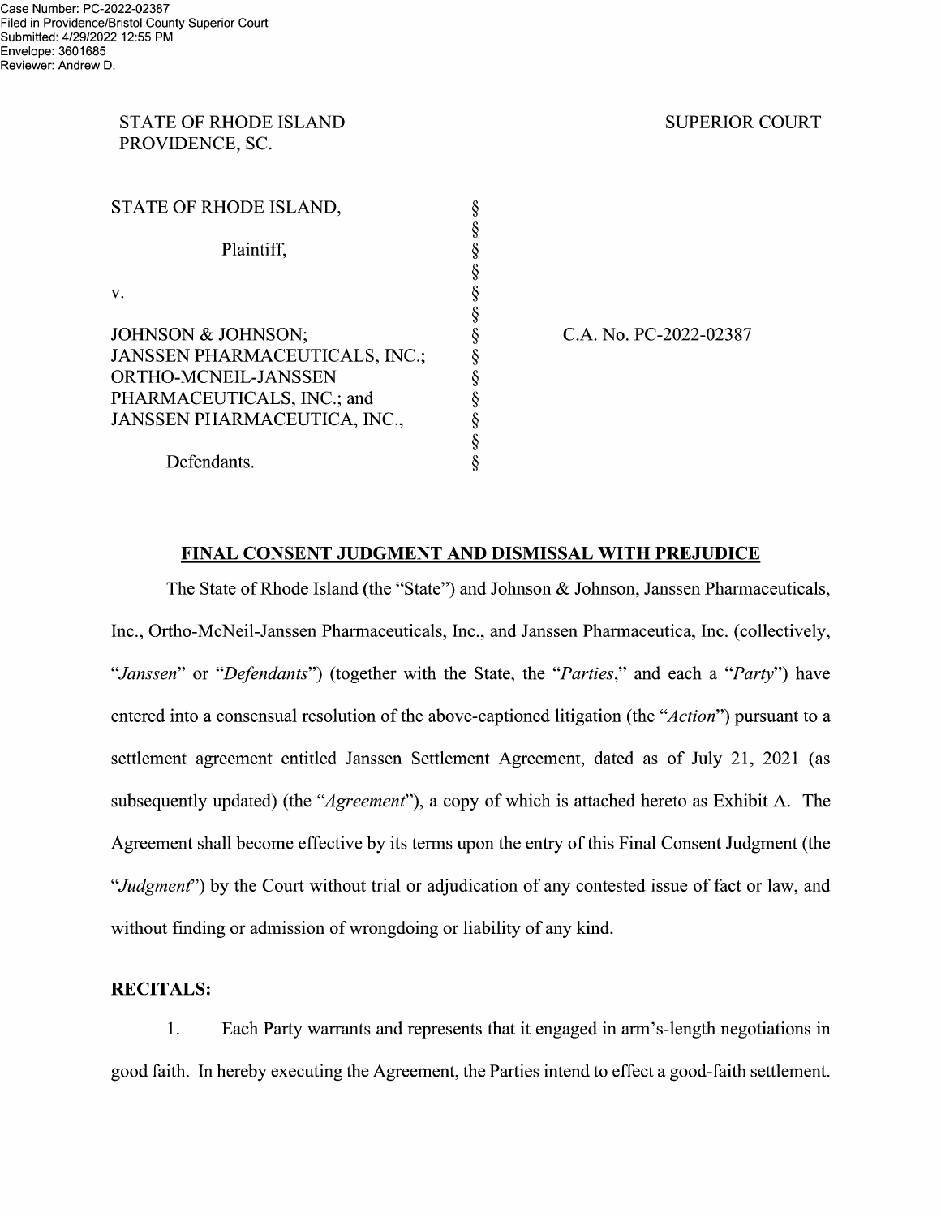Case Number: PC-2022-02387
Filed in Providence/Bristol County Superior Court
Submitted: 4/29/2022 12:55 PM
Envelope: 3601685
Reviewer: Andrew D.

STATE OF RHODE ISLAND
PROVIDENCE, SC.

SUPERIOR COURT

| | | |
|---|---|---|
| STATE OF RHODE ISLAND,<br><br>Plaintiff,<br><br>v.<br><br>JOHNSON & JOHNSON; JANSSEN PHARMACEUTICALS, INC.; ORTHO-MCNEIL-JANSSEN PHARMACEUTICALS, INC.; and JANSSEN PHARMACEUTICA, INC.,<br><br>Defendants. | §<br>§<br>§<br>§<br>§<br>§<br>§<br>§<br>§<br>§<br>§<br>§<br>§ | C.A. No. PC-2022-02387 |

## FINAL CONSENT JUDGMENT AND DISMISSAL WITH PREJUDICE

The State of Rhode Island (the "State") and Johnson & Johnson, Janssen Pharmaceuticals, Inc., Ortho-McNeil-Janssen Pharmaceuticals, Inc., and Janssen Pharmaceutica, Inc. (collectively, "*Janssen*" or "*Defendants*") (together with the State, the "*Parties*," and each a "*Party*") have entered into a consensual resolution of the above-captioned litigation (the "*Action*") pursuant to a settlement agreement entitled Janssen Settlement Agreement, dated as of July 21, 2021 (as subsequently updated) (the "*Agreement*"), a copy of which is attached hereto as Exhibit A. The Agreement shall become effective by its terms upon the entry of this Final Consent Judgment (the "*Judgment*") by the Court without trial or adjudication of any contested issue of fact or law, and without finding or admission of wrongdoing or liability of any kind.

**RECITALS:**

1. Each Party warrants and represents that it engaged in arm's-length negotiations in good faith. In hereby executing the Agreement, the Parties intend to effect a good-faith settlement.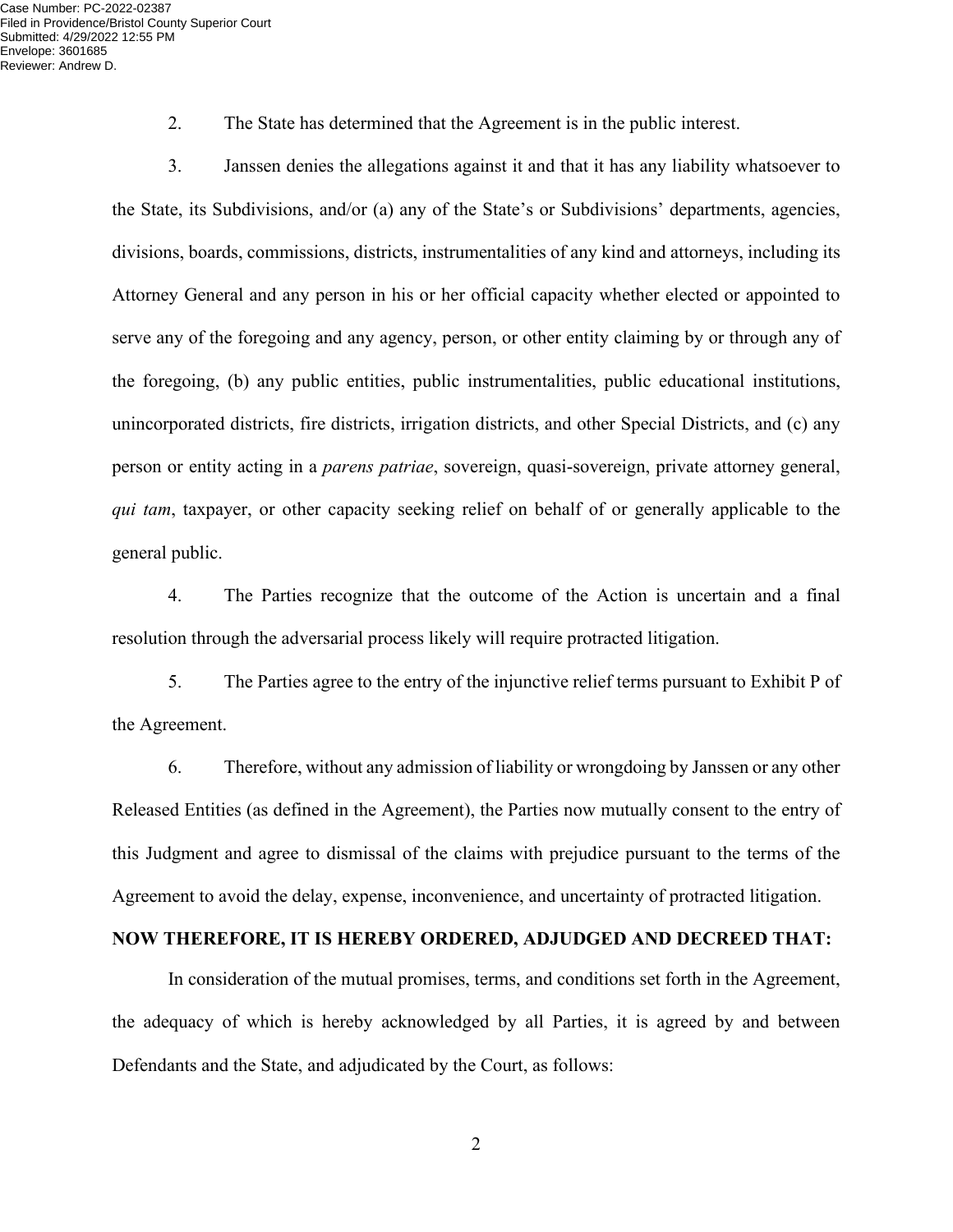2. The State has determined that the Agreement is in the public interest.

3. Janssen denies the allegations against it and that it has any liability whatsoever to the State, its Subdivisions, and/or (a) any of the State's or Subdivisions' departments, agencies, divisions, boards, commissions, districts, instrumentalities of any kind and attorneys, including its Attorney General and any person in his or her official capacity whether elected or appointed to serve any of the foregoing and any agency, person, or other entity claiming by or through any of the foregoing, (b) any public entities, public instrumentalities, public educational institutions, unincorporated districts, fire districts, irrigation districts, and other Special Districts, and (c) any person or entity acting in a *parens patriae*, sovereign, quasi-sovereign, private attorney general, *qui tam*, taxpayer, or other capacity seeking relief on behalf of or generally applicable to the general public.

4. The Parties recognize that the outcome of the Action is uncertain and a final resolution through the adversarial process likely will require protracted litigation.

5. The Parties agree to the entry of the injunctive relief terms pursuant to Exhibit P of the Agreement.

6. Therefore, without any admission of liability or wrongdoing by Janssen or any other Released Entities (as defined in the Agreement), the Parties now mutually consent to the entry of this Judgment and agree to dismissal of the claims with prejudice pursuant to the terms of the Agreement to avoid the delay, expense, inconvenience, and uncertainty of protracted litigation.

**NOW THEREFORE, IT IS HEREBY ORDERED, ADJUDGED AND DECREED THAT:**

In consideration of the mutual promises, terms, and conditions set forth in the Agreement, the adequacy of which is hereby acknowledged by all Parties, it is agreed by and between Defendants and the State, and adjudicated by the Court, as follows: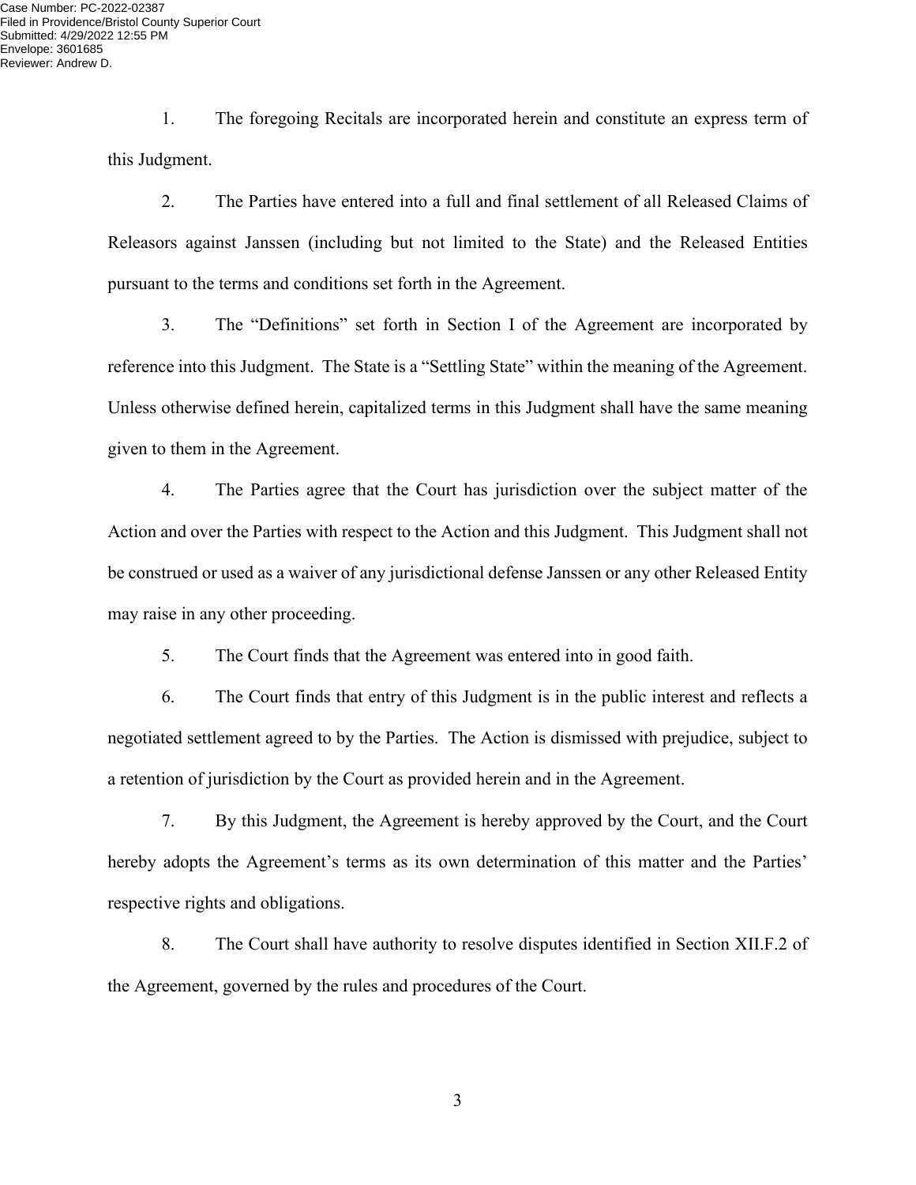1. The foregoing Recitals are incorporated herein and constitute an express term of this Judgment.

2. The Parties have entered into a full and final settlement of all Released Claims of Releasors against Janssen (including but not limited to the State) and the Released Entities pursuant to the terms and conditions set forth in the Agreement.

3. The "Definitions" set forth in Section I of the Agreement are incorporated by reference into this Judgment. The State is a "Settling State" within the meaning of the Agreement. Unless otherwise defined herein, capitalized terms in this Judgment shall have the same meaning given to them in the Agreement.

4. The Parties agree that the Court has jurisdiction over the subject matter of the Action and over the Parties with respect to the Action and this Judgment. This Judgment shall not be construed or used as a waiver of any jurisdictional defense Janssen or any other Released Entity may raise in any other proceeding.

5. The Court finds that the Agreement was entered into in good faith.

6. The Court finds that entry of this Judgment is in the public interest and reflects a negotiated settlement agreed to by the Parties. The Action is dismissed with prejudice, subject to a retention of jurisdiction by the Court as provided herein and in the Agreement.

7. By this Judgment, the Agreement is hereby approved by the Court, and the Court hereby adopts the Agreement's terms as its own determination of this matter and the Parties' respective rights and obligations.

8. The Court shall have authority to resolve disputes identified in Section XII.F.2 of the Agreement, governed by the rules and procedures of the Court.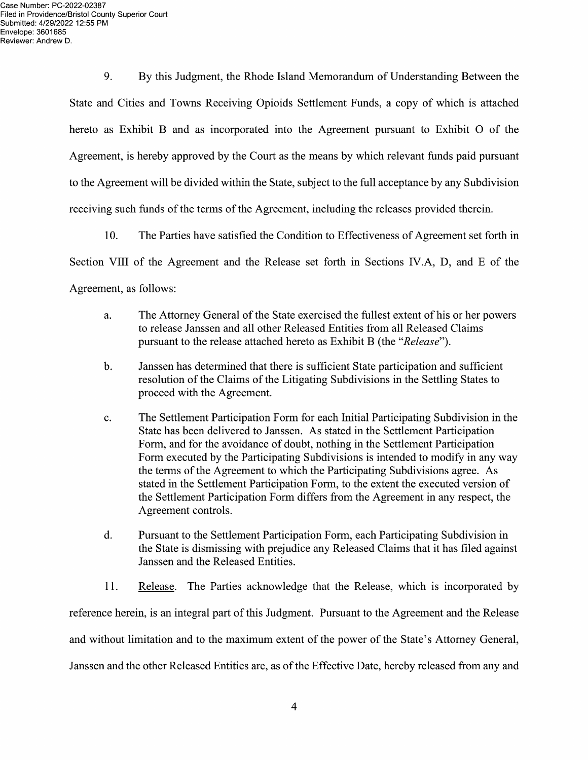9. By this Judgment, the Rhode Island Memorandum of Understanding Between the State and Cities and Towns Receiving Opioids Settlement Funds, a copy of which is attached hereto as Exhibit B and as incorporated into the Agreement pursuant to Exhibit O of the Agreement, is hereby approved by the Court as the means by which relevant funds paid pursuant to the Agreement will be divided within the State, subject to the full acceptance by any Subdivision receiving such funds of the terms of the Agreement, including the releases provided therein.

10. The Parties have satisfied the Condition to Effectiveness of Agreement set forth in Section VIII of the Agreement and the Release set forth in Sections IV.A, D, and E of the Agreement, as follows:

a. The Attorney General of the State exercised the fullest extent of his or her powers to release Janssen and all other Released Entities from all Released Claims pursuant to the release attached hereto as Exhibit B (the "*Release*").

b. Janssen has determined that there is sufficient State participation and sufficient resolution of the Claims of the Litigating Subdivisions in the Settling States to proceed with the Agreement.

c. The Settlement Participation Form for each Initial Participating Subdivision in the State has been delivered to Janssen. As stated in the Settlement Participation Form, and for the avoidance of doubt, nothing in the Settlement Participation Form executed by the Participating Subdivisions is intended to modify in any way the terms of the Agreement to which the Participating Subdivisions agree. As stated in the Settlement Participation Form, to the extent the executed version of the Settlement Participation Form differs from the Agreement in any respect, the Agreement controls.

d. Pursuant to the Settlement Participation Form, each Participating Subdivision in the State is dismissing with prejudice any Released Claims that it has filed against Janssen and the Released Entities.

11. Release. The Parties acknowledge that the Release, which is incorporated by reference herein, is an integral part of this Judgment. Pursuant to the Agreement and the Release and without limitation and to the maximum extent of the power of the State's Attorney General, Janssen and the other Released Entities are, as of the Effective Date, hereby released from any and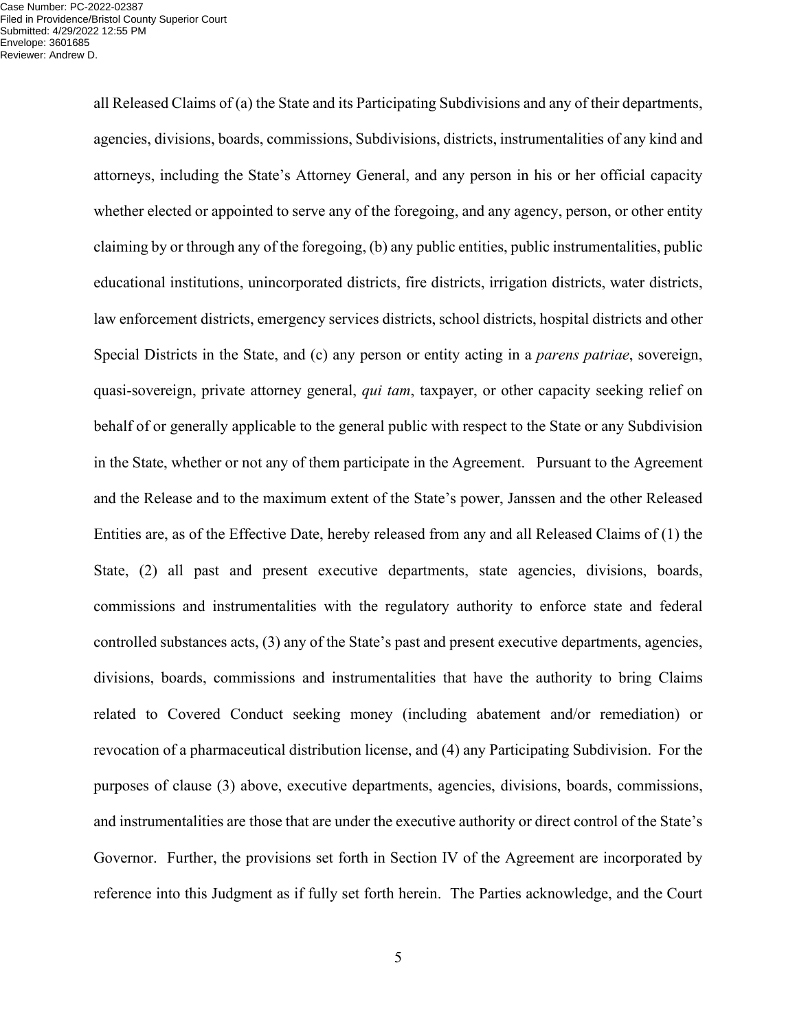all Released Claims of (a) the State and its Participating Subdivisions and any of their departments, agencies, divisions, boards, commissions, Subdivisions, districts, instrumentalities of any kind and attorneys, including the State's Attorney General, and any person in his or her official capacity whether elected or appointed to serve any of the foregoing, and any agency, person, or other entity claiming by or through any of the foregoing, (b) any public entities, public instrumentalities, public educational institutions, unincorporated districts, fire districts, irrigation districts, water districts, law enforcement districts, emergency services districts, school districts, hospital districts and other Special Districts in the State, and (c) any person or entity acting in a *parens patriae*, sovereign, quasi-sovereign, private attorney general, *qui tam*, taxpayer, or other capacity seeking relief on behalf of or generally applicable to the general public with respect to the State or any Subdivision in the State, whether or not any of them participate in the Agreement. Pursuant to the Agreement and the Release and to the maximum extent of the State's power, Janssen and the other Released Entities are, as of the Effective Date, hereby released from any and all Released Claims of (1) the State, (2) all past and present executive departments, state agencies, divisions, boards, commissions and instrumentalities with the regulatory authority to enforce state and federal controlled substances acts, (3) any of the State's past and present executive departments, agencies, divisions, boards, commissions and instrumentalities that have the authority to bring Claims related to Covered Conduct seeking money (including abatement and/or remediation) or revocation of a pharmaceutical distribution license, and (4) any Participating Subdivision. For the purposes of clause (3) above, executive departments, agencies, divisions, boards, commissions, and instrumentalities are those that are under the executive authority or direct control of the State's Governor. Further, the provisions set forth in Section IV of the Agreement are incorporated by reference into this Judgment as if fully set forth herein. The Parties acknowledge, and the Court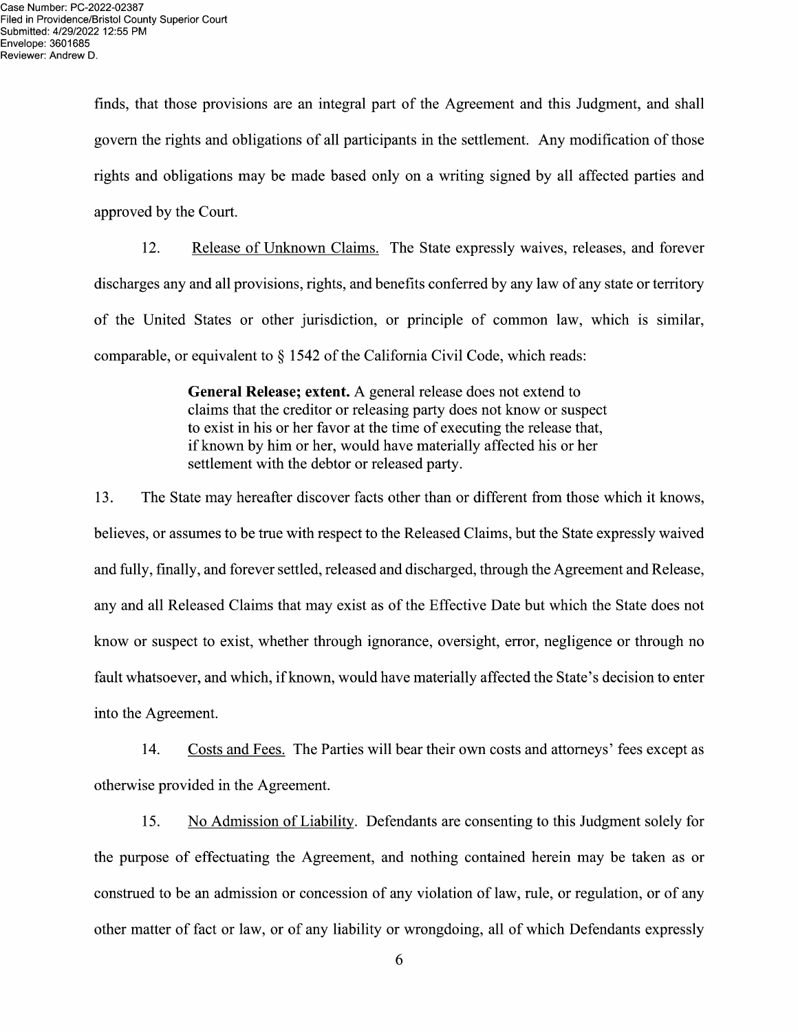finds, that those provisions are an integral part of the Agreement and this Judgment, and shall govern the rights and obligations of all participants in the settlement. Any modification of those rights and obligations may be made based only on a writing signed by all affected parties and approved by the Court.

12. Release of Unknown Claims. The State expressly waives, releases, and forever discharges any and all provisions, rights, and benefits conferred by any law of any state or territory of the United States or other jurisdiction, or principle of common law, which is similar, comparable, or equivalent to § 1542 of the California Civil Code, which reads:

> **General Release; extent.** A general release does not extend to claims that the creditor or releasing party does not know or suspect to exist in his or her favor at the time of executing the release that, if known by him or her, would have materially affected his or her settlement with the debtor or released party.

13. The State may hereafter discover facts other than or different from those which it knows, believes, or assumes to be true with respect to the Released Claims, but the State expressly waived and fully, finally, and forever settled, released and discharged, through the Agreement and Release, any and all Released Claims that may exist as of the Effective Date but which the State does not know or suspect to exist, whether through ignorance, oversight, error, negligence or through no fault whatsoever, and which, if known, would have materially affected the State's decision to enter into the Agreement.

14. Costs and Fees. The Parties will bear their own costs and attorneys' fees except as otherwise provided in the Agreement.

15. No Admission of Liability. Defendants are consenting to this Judgment solely for the purpose of effectuating the Agreement, and nothing contained herein may be taken as or construed to be an admission or concession of any violation of law, rule, or regulation, or of any other matter of fact or law, or of any liability or wrongdoing, all of which Defendants expressly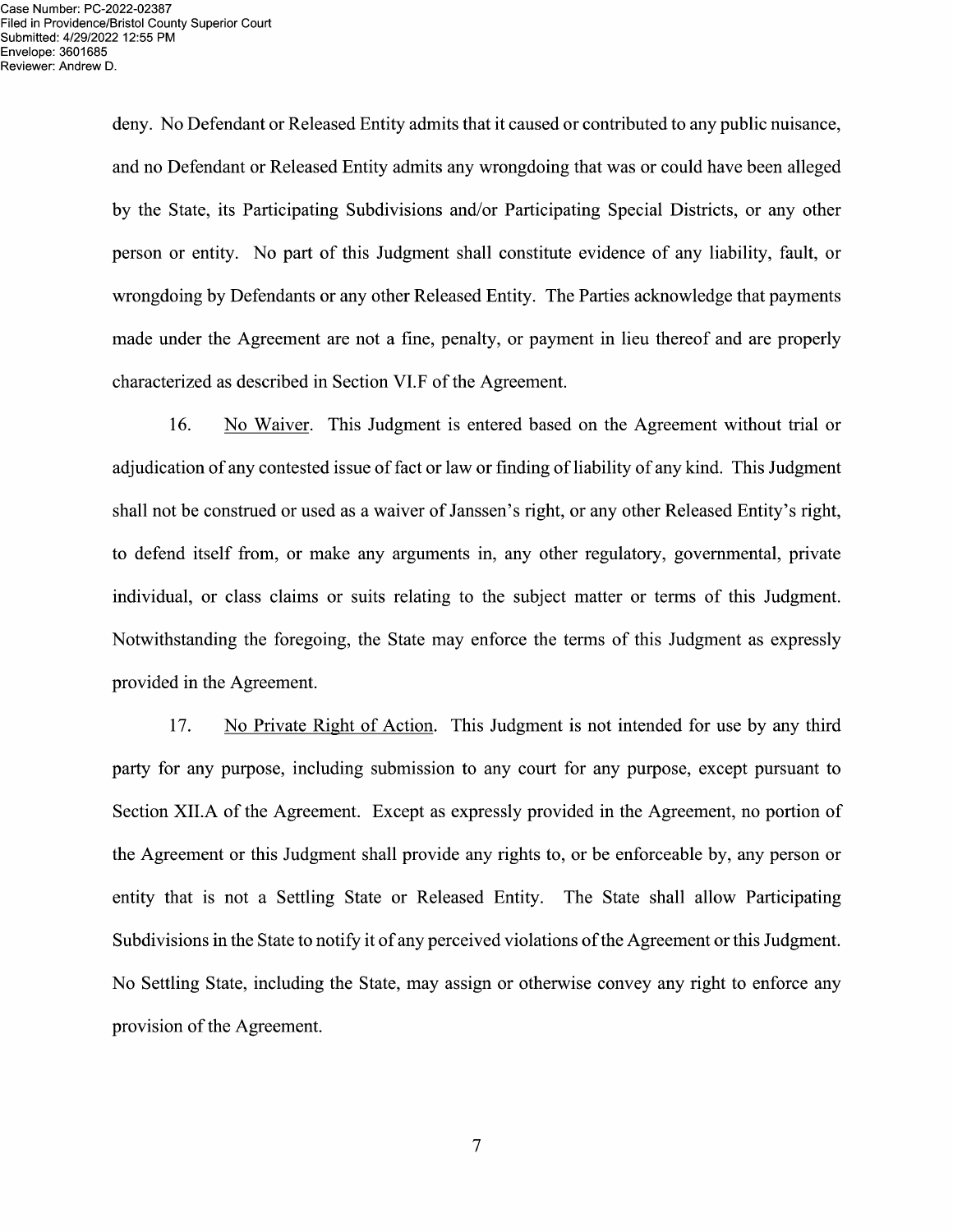deny. No Defendant or Released Entity admits that it caused or contributed to any public nuisance, and no Defendant or Released Entity admits any wrongdoing that was or could have been alleged by the State, its Participating Subdivisions and/or Participating Special Districts, or any other person or entity. No part of this Judgment shall constitute evidence of any liability, fault, or wrongdoing by Defendants or any other Released Entity. The Parties acknowledge that payments made under the Agreement are not a fine, penalty, or payment in lieu thereof and are properly characterized as described in Section VI.F of the Agreement.

16. No Waiver. This Judgment is entered based on the Agreement without trial or adjudication of any contested issue of fact or law or finding of liability of any kind. This Judgment shall not be construed or used as a waiver of Janssen's right, or any other Released Entity's right, to defend itself from, or make any arguments in, any other regulatory, governmental, private individual, or class claims or suits relating to the subject matter or terms of this Judgment. Notwithstanding the foregoing, the State may enforce the terms of this Judgment as expressly provided in the Agreement.

17. No Private Right of Action. This Judgment is not intended for use by any third party for any purpose, including submission to any court for any purpose, except pursuant to Section XII.A of the Agreement. Except as expressly provided in the Agreement, no portion of the Agreement or this Judgment shall provide any rights to, or be enforceable by, any person or entity that is not a Settling State or Released Entity. The State shall allow Participating Subdivisions in the State to notify it of any perceived violations of the Agreement or this Judgment. No Settling State, including the State, may assign or otherwise convey any right to enforce any provision of the Agreement.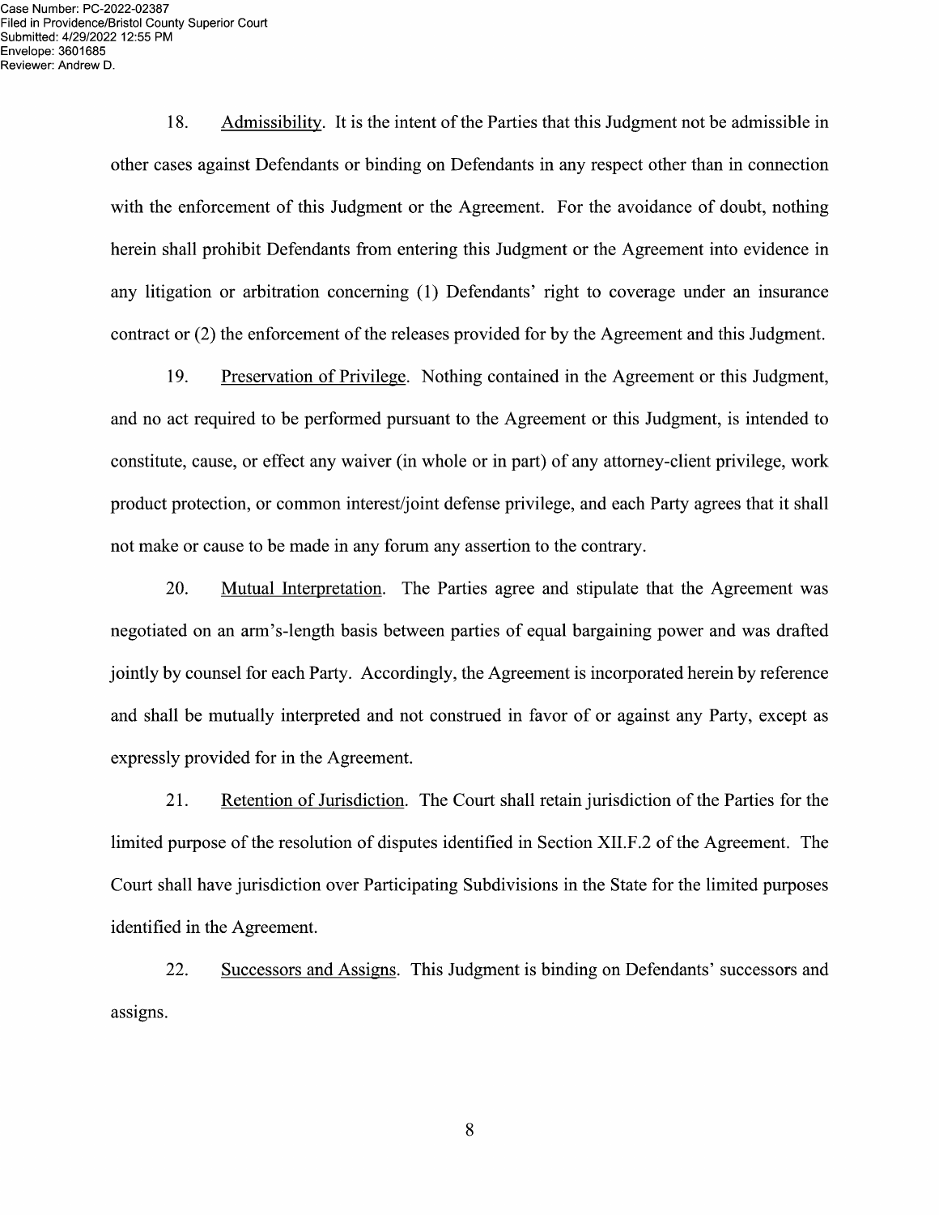18. Admissibility. It is the intent of the Parties that this Judgment not be admissible in other cases against Defendants or binding on Defendants in any respect other than in connection with the enforcement of this Judgment or the Agreement. For the avoidance of doubt, nothing herein shall prohibit Defendants from entering this Judgment or the Agreement into evidence in any litigation or arbitration concerning (1) Defendants' right to coverage under an insurance contract or (2) the enforcement of the releases provided for by the Agreement and this Judgment.

19. Preservation of Privilege. Nothing contained in the Agreement or this Judgment, and no act required to be performed pursuant to the Agreement or this Judgment, is intended to constitute, cause, or effect any waiver (in whole or in part) of any attorney-client privilege, work product protection, or common interest/joint defense privilege, and each Party agrees that it shall not make or cause to be made in any forum any assertion to the contrary.

20. Mutual Interpretation. The Parties agree and stipulate that the Agreement was negotiated on an arm's-length basis between parties of equal bargaining power and was drafted jointly by counsel for each Party. Accordingly, the Agreement is incorporated herein by reference and shall be mutually interpreted and not construed in favor of or against any Party, except as expressly provided for in the Agreement.

21. Retention of Jurisdiction. The Court shall retain jurisdiction of the Parties for the limited purpose of the resolution of disputes identified in Section XII.F.2 of the Agreement. The Court shall have jurisdiction over Participating Subdivisions in the State for the limited purposes identified in the Agreement.

22. Successors and Assigns. This Judgment is binding on Defendants' successors and assigns.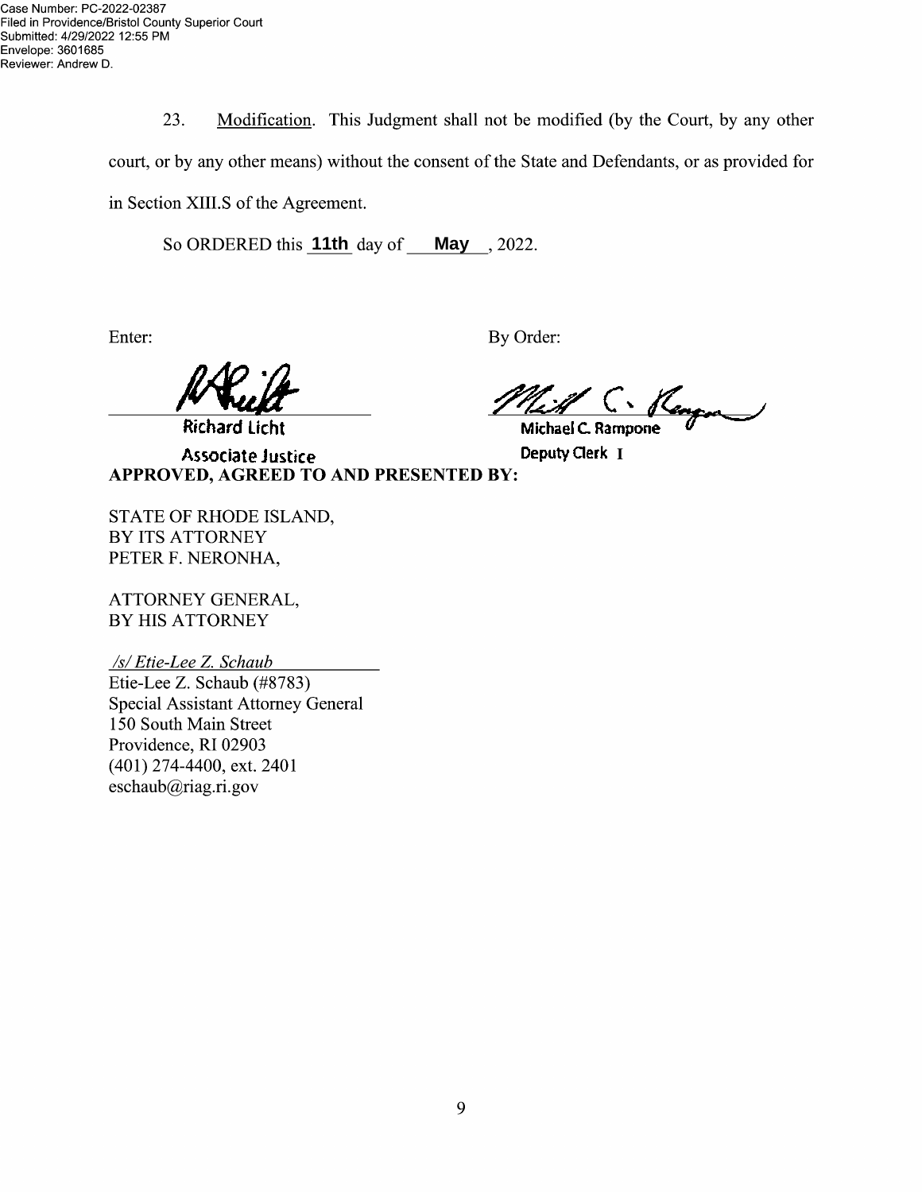23. Modification. This Judgment shall not be modified (by the Court, by any other court, or by any other means) without the consent of the State and Defendants, or as provided for in Section XIII.S of the Agreement.

So ORDERED this **11th** day of **May**, 2022.

Enter:

Richard Licht
Associate Justice

By Order:

Michael C. Rampone
Deputy Clerk I

**APPROVED, AGREED TO AND PRESENTED BY:**

STATE OF RHODE ISLAND,
BY ITS ATTORNEY
PETER F. NERONHA,

ATTORNEY GENERAL,
BY HIS ATTORNEY

*/s/ Etie-Lee Z. Schaub*
Etie-Lee Z. Schaub (#8783)
Special Assistant Attorney General
150 South Main Street
Providence, RI 02903
(401) 274-4400, ext. 2401
eschaub@riag.ri.gov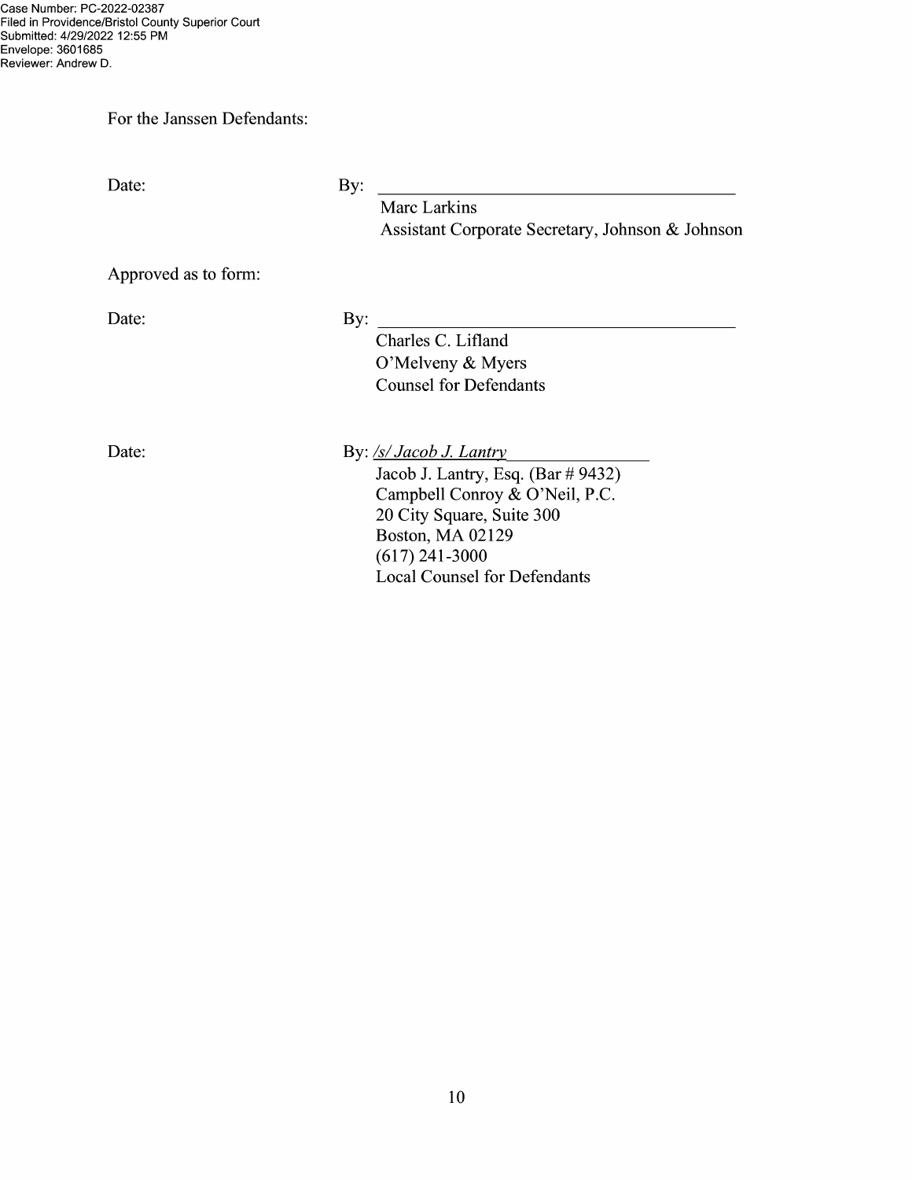For the Janssen Defendants:

Date: By: ________________________________________

Marc Larkins
Assistant Corporate Secretary, Johnson & Johnson

Approved as to form:

Date: By: ________________________________________

Charles C. Lifland
O'Melveny & Myers
Counsel for Defendants

Date: By: /s/ Jacob J. Lantry________________

Jacob J. Lantry, Esq. (Bar # 9432)
Campbell Conroy & O'Neil, P.C.
20 City Square, Suite 300
Boston, MA 02129
(617) 241-3000
Local Counsel for Defendants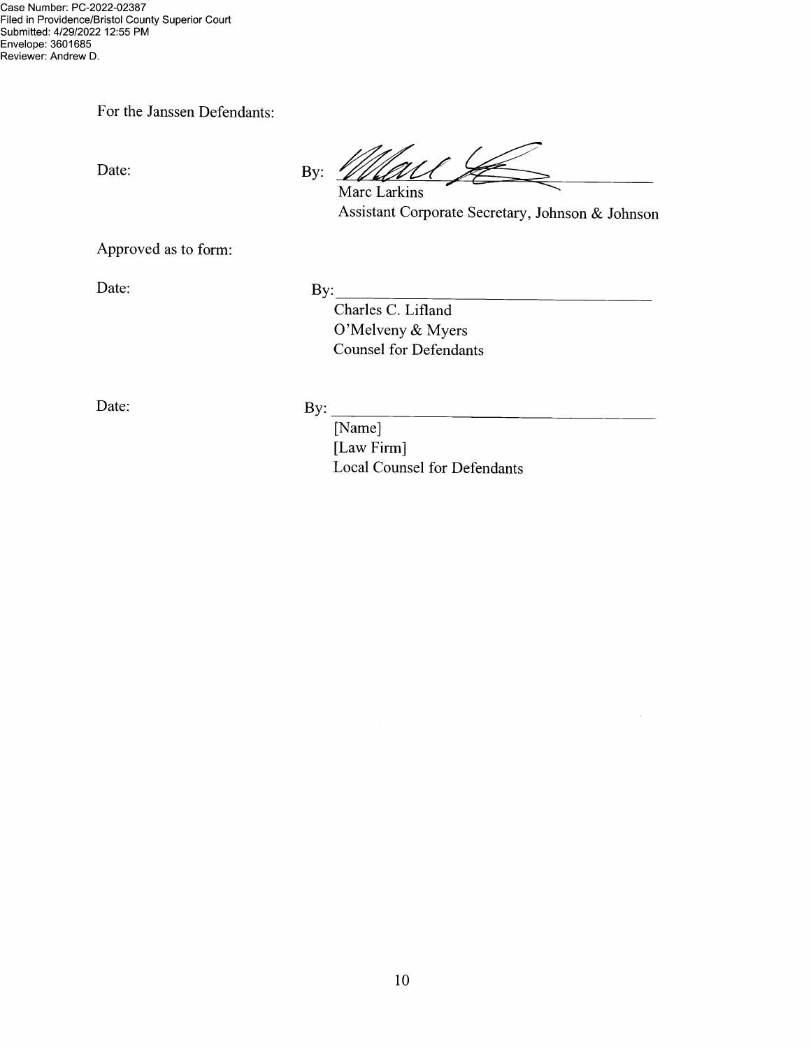For the Janssen Defendants:

Date: By: ______________________________
Marc Larkins
Assistant Corporate Secretary, Johnson & Johnson

Approved as to form:

Date: By: ______________________________
Charles C. Lifland
O'Melveny & Myers
Counsel for Defendants

Date: By: ______________________________
[Name]
[Law Firm]
Local Counsel for Defendants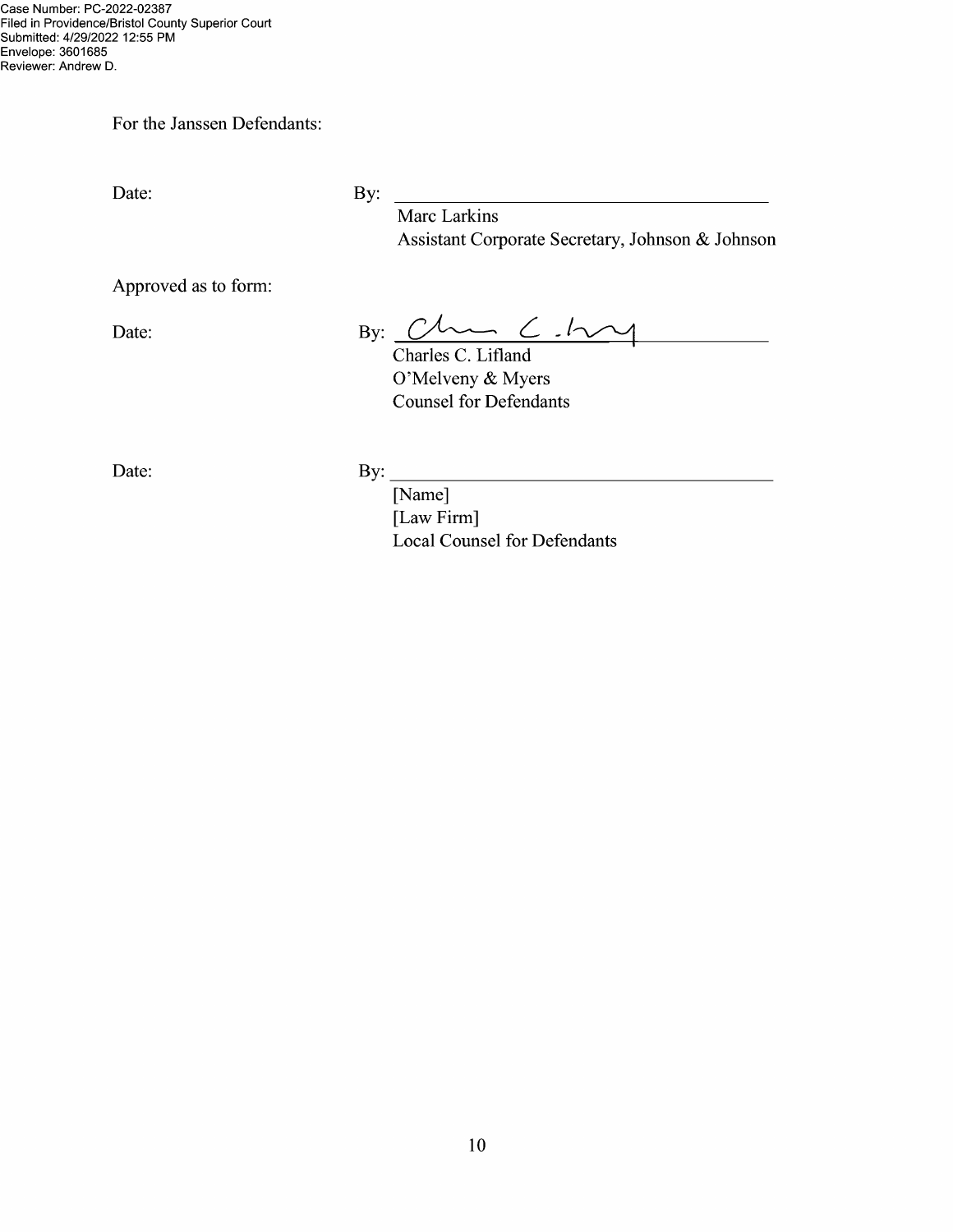For the Janssen Defendants:

Date: By: \_\_\_\_\_\_\_\_\_\_\_\_\_\_\_\_\_\_\_\_\_\_\_\_\_\_\_\_\_\_\_\_\_\_\_\_

Marc Larkins
Assistant Corporate Secretary, Johnson & Johnson

Approved as to form:

Date: By: Charles C. Lifland

Charles C. Lifland
O'Melveny & Myers
Counsel for Defendants

Date: By: \_\_\_\_\_\_\_\_\_\_\_\_\_\_\_\_\_\_\_\_\_\_\_\_\_\_\_\_\_\_\_\_\_\_\_\_

[Name]
[Law Firm]
Local Counsel for Defendants